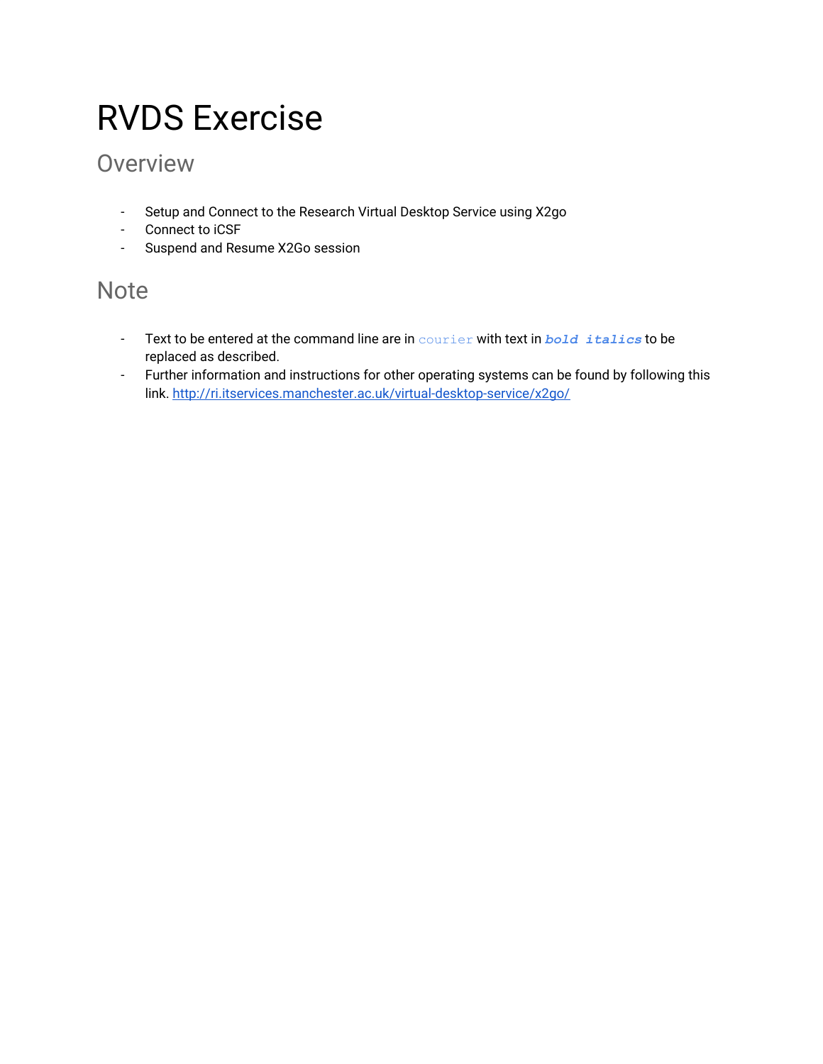# RVDS Exercise

## Overview

- Setup and Connect to the Research Virtual Desktop Service using X2go
- Connect to iCSF
- Suspend and Resume X2Go session

## Note

- Text to be entered at the command line are in `courier` with text in ***bold italics*** to be replaced as described.
- Further information and instructions for other operating systems can be found by following this link. [http://ri.itservices.manchester.ac.uk/virtual-desktop-service/x2go/](http://ri.itservices.manchester.ac.uk/virtual-desktop-service/x2go/)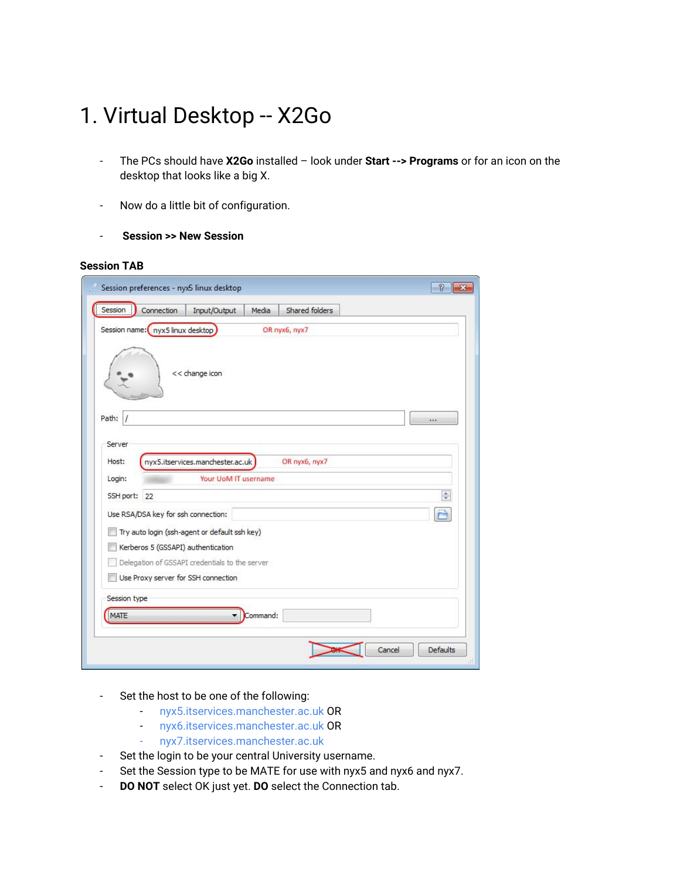# 1. Virtual Desktop -- X2Go

- The PCs should have **X2Go** installed – look under **Start --> Programs** or for an icon on the desktop that looks like a big X.
- Now do a little bit of configuration.
- **Session >> New Session**

**Session TAB**

- Set the host to be one of the following:
  - nyx5.itservices.manchester.ac.uk OR
  - nyx6.itservices.manchester.ac.uk OR
  - nyx7.itservices.manchester.ac.uk
- Set the login to be your central University username.
- Set the Session type to be MATE for use with nyx5 and nyx6 and nyx7.
- **DO NOT** select OK just yet. **DO** select the Connection tab.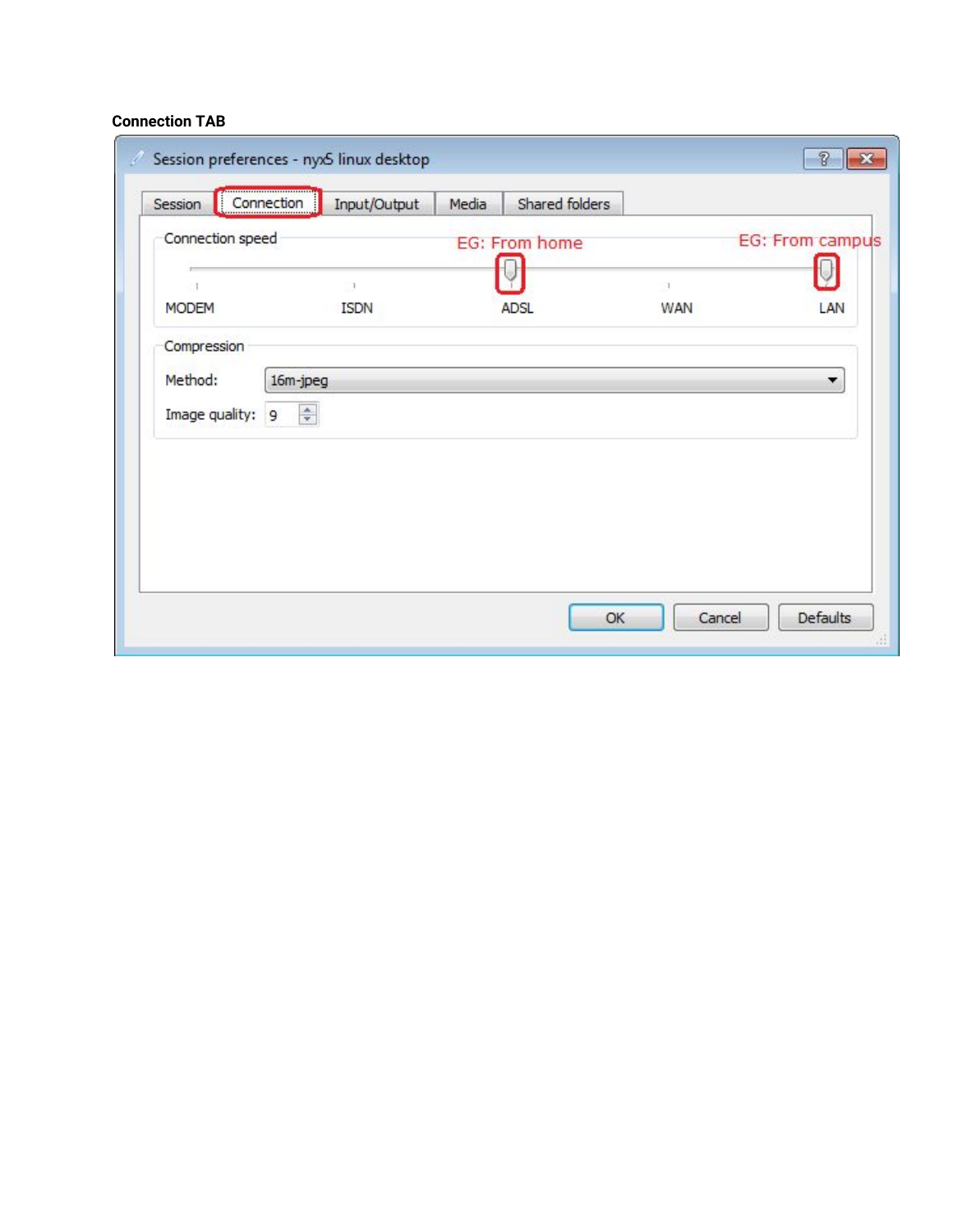**Connection TAB**

Session preferences - nyx5 linux desktop

Session | Connection | Input/Output | Media | Shared folders

Connection speed

EG: From home

EG: From campus

MODEM ISDN ADSL WAN LAN

Compression

Method: 16m-jpeg

Image quality: 9

OK Cancel Defaults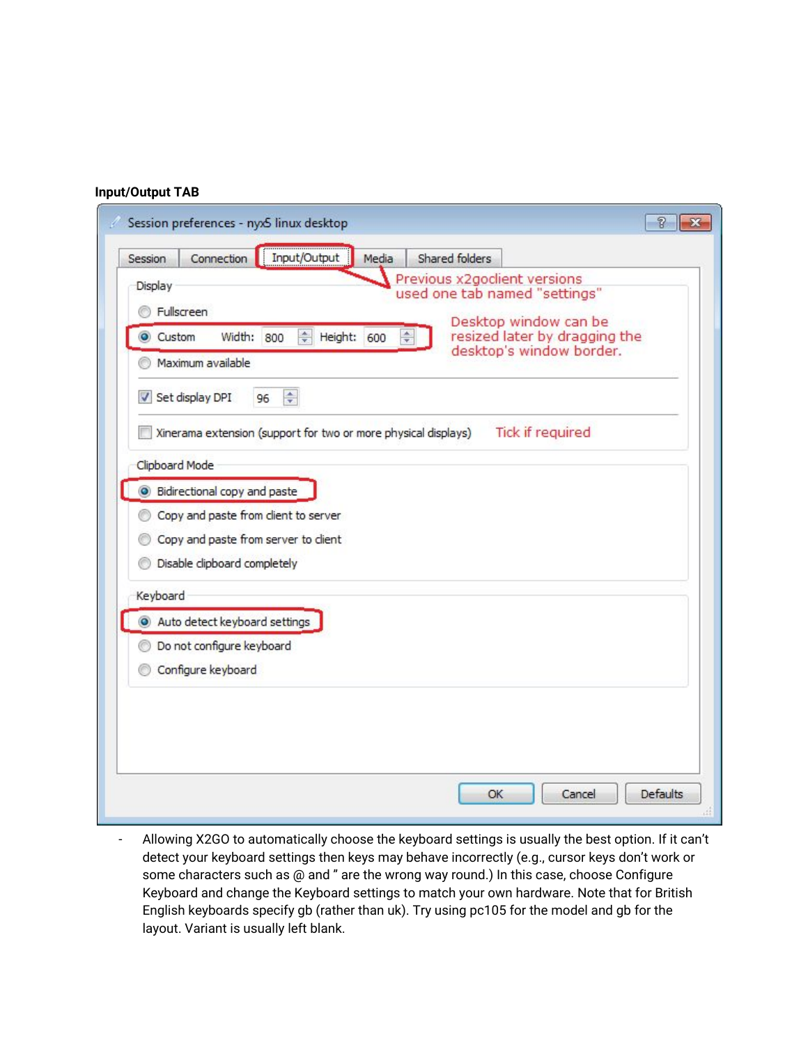**Input/Output TAB**

- Allowing X2GO to automatically choose the keyboard settings is usually the best option. If it can't detect your keyboard settings then keys may behave incorrectly (e.g., cursor keys don't work or some characters such as @ and " are the wrong way round.) In this case, choose Configure Keyboard and change the Keyboard settings to match your own hardware. Note that for British English keyboards specify gb (rather than uk). Try using pc105 for the model and gb for the layout. Variant is usually left blank.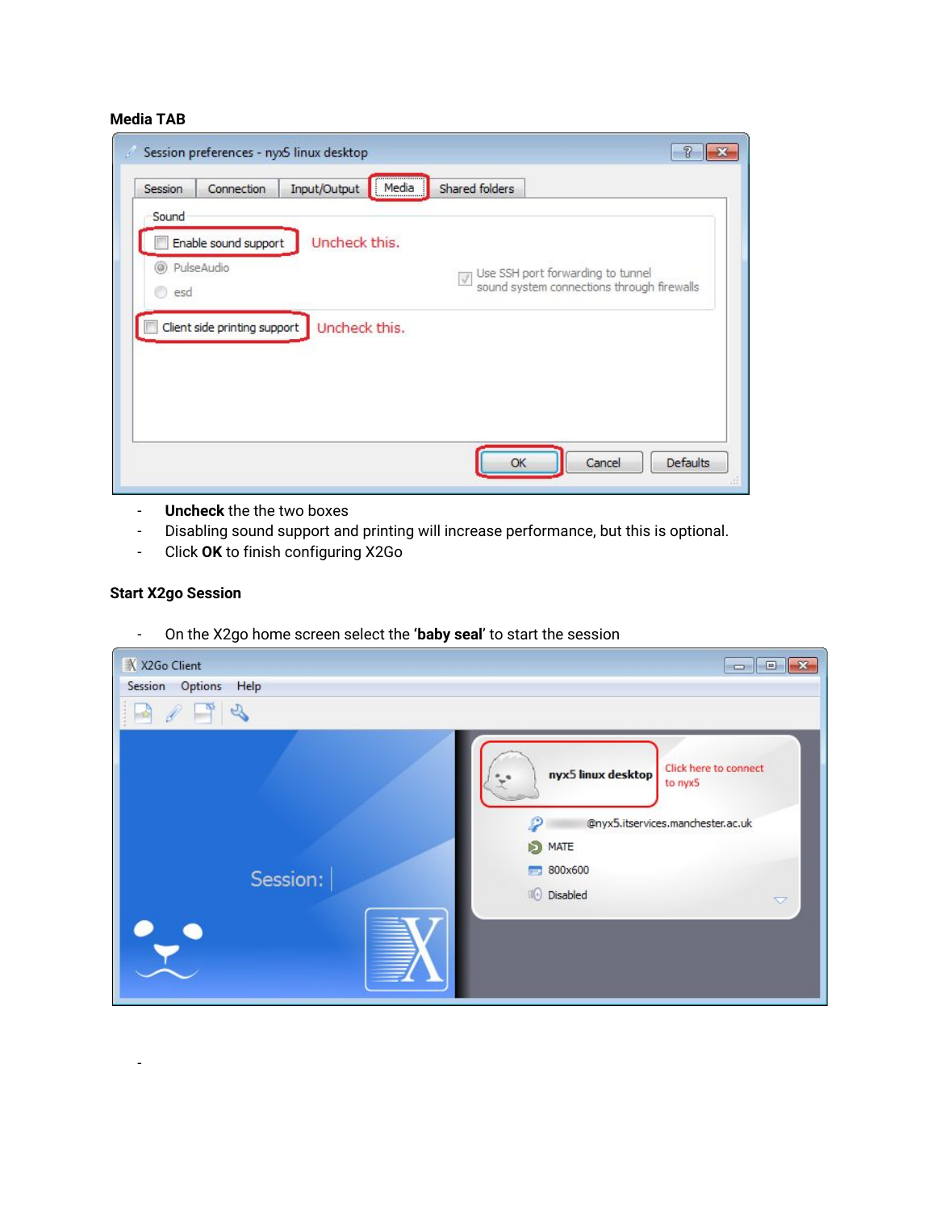**Media TAB**

- **Uncheck** the the two boxes
- Disabling sound support and printing will increase performance, but this is optional.
- Click **OK** to finish configuring X2Go

**Start X2go Session**

- On the X2go home screen select the **'baby seal'** to start the session

-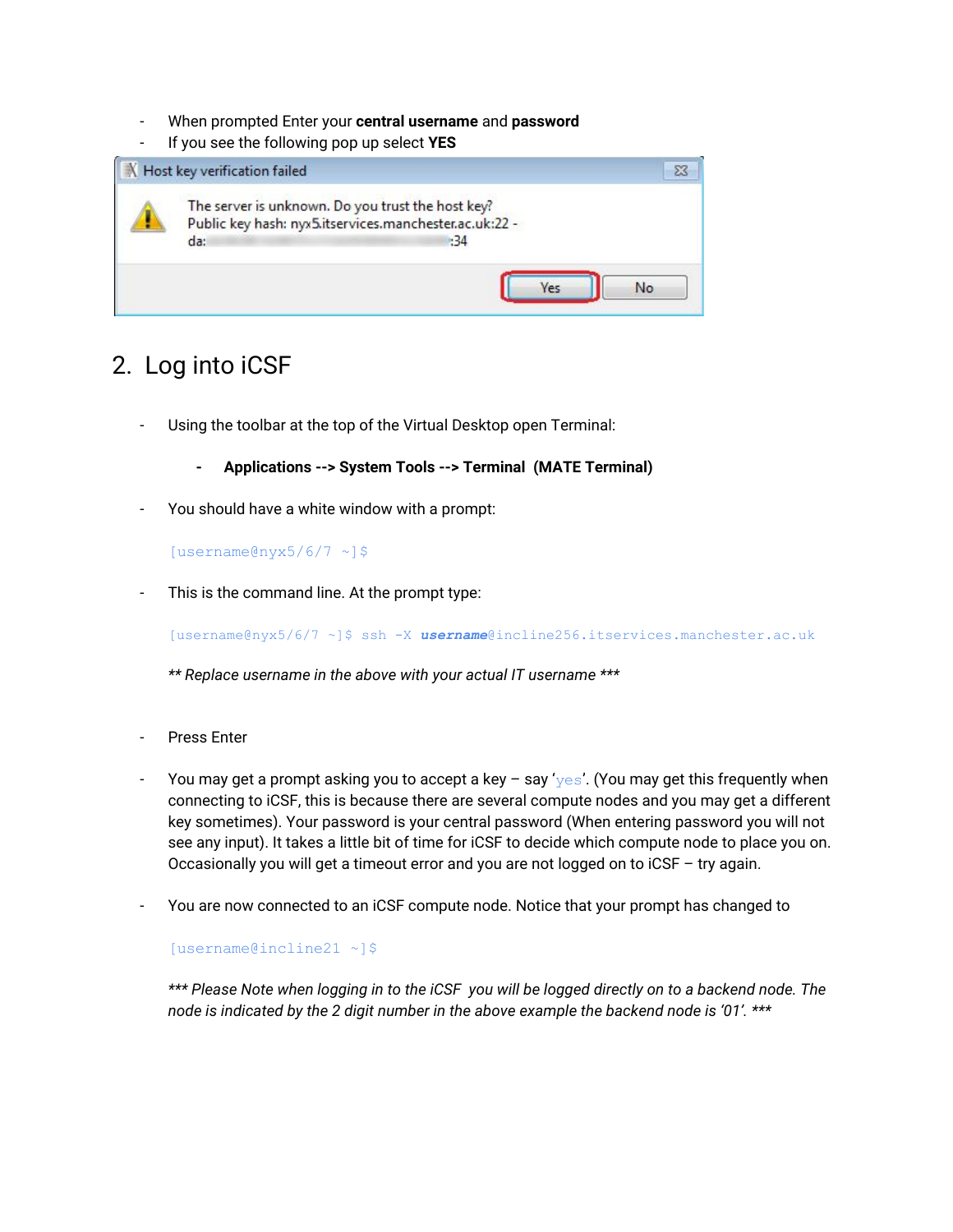- When prompted Enter your **central username** and **password**
- If you see the following pop up select **YES**

## 2. Log into iCSF

- Using the toolbar at the top of the Virtual Desktop open Terminal:

    - **Applications --> System Tools --> Terminal (MATE Terminal)**

- You should have a white window with a prompt:

```
[username@nyx5/6/7 ~]$
```

- This is the command line. At the prompt type:

```
[username@nyx5/6/7 ~]$ ssh -X username@incline256.itservices.manchester.ac.uk
```

*** Replace username in the above with your actual IT username ****

- Press Enter

- You may get a prompt asking you to accept a key – say '`yes`'. (You may get this frequently when connecting to iCSF, this is because there are several compute nodes and you may get a different key sometimes). Your password is your central password (When entering password you will not see any input). It takes a little bit of time for iCSF to decide which compute node to place you on. Occasionally you will get a timeout error and you are not logged on to iCSF – try again.

- You are now connected to an iCSF compute node. Notice that your prompt has changed to

```
[username@incline21 ~]$
```

**** Please Note when logging in to the iCSF you will be logged directly on to a backend node. The node is indicated by the 2 digit number in the above example the backend node is '01'. ****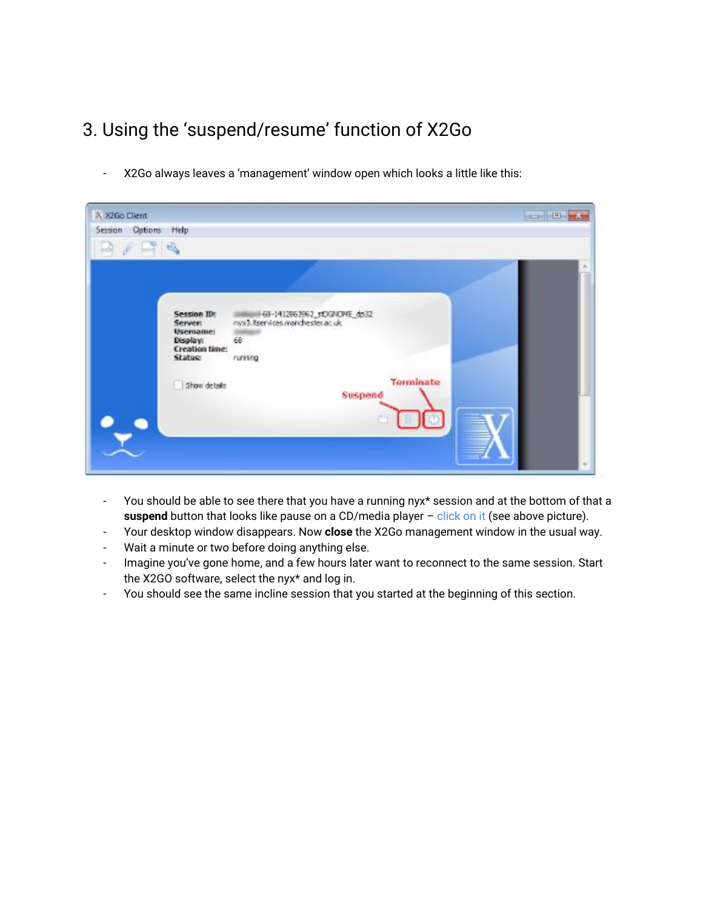## 3. Using the 'suspend/resume' function of X2Go

- X2Go always leaves a 'management' window open which looks a little like this:

- You should be able to see there that you have a running nyx* session and at the bottom of that a **suspend** button that looks like pause on a CD/media player – click on it (see above picture).
- Your desktop window disappears. Now **close** the X2Go management window in the usual way.
- Wait a minute or two before doing anything else.
- Imagine you've gone home, and a few hours later want to reconnect to the same session. Start the X2GO software, select the nyx* and log in.
- You should see the same incline session that you started at the beginning of this section.